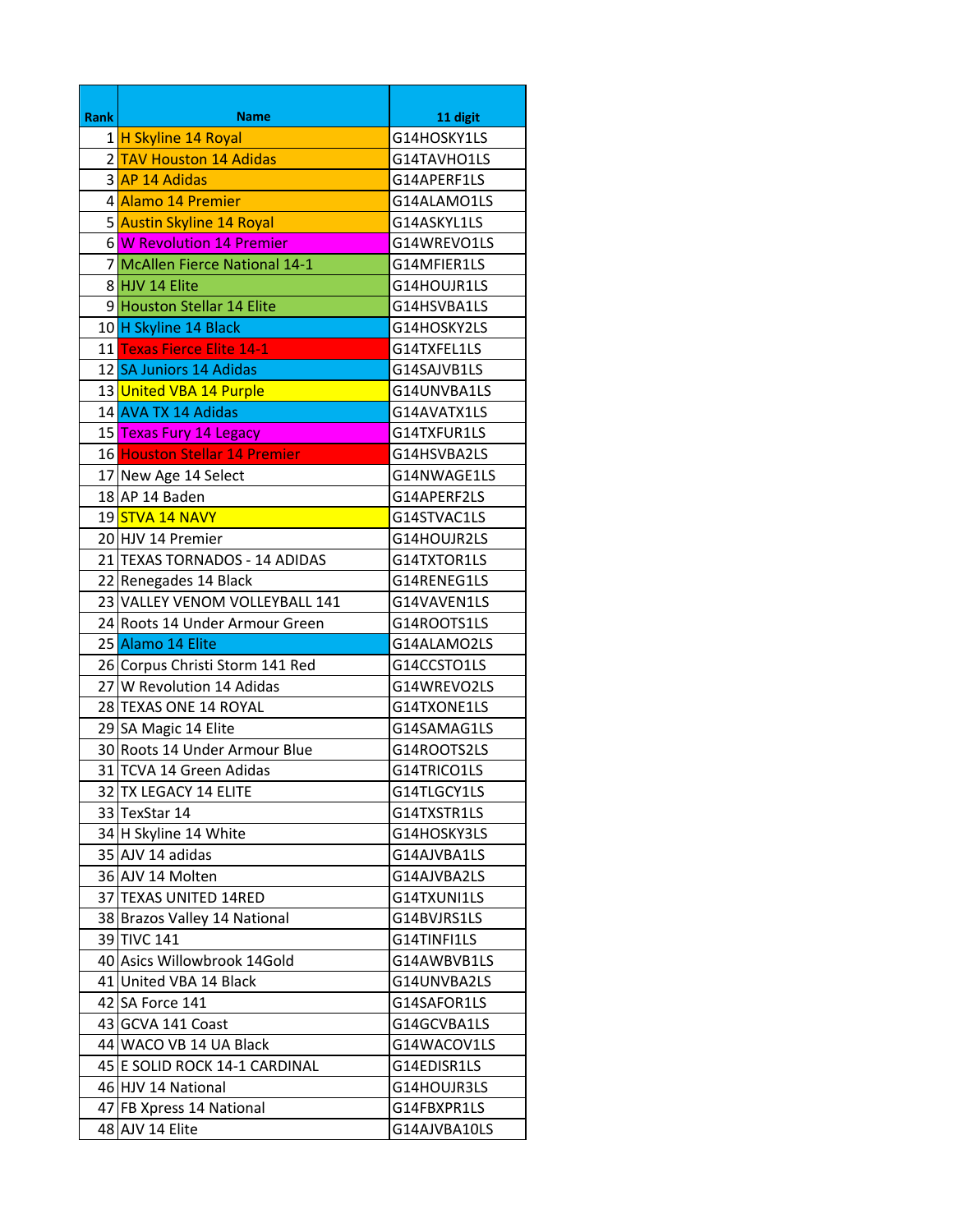| Rank | Name | 11 digit |
|---|---|---|
| 1 | H Skyline 14 Royal | G14HOSKY1LS |
| 2 | TAV Houston 14 Adidas | G14TAVHO1LS |
| 3 | AP 14 Adidas | G14APERF1LS |
| 4 | Alamo 14 Premier | G14ALAMO1LS |
| 5 | Austin Skyline 14 Royal | G14ASKYL1LS |
| 6 | W Revolution 14 Premier | G14WREVO1LS |
| 7 | McAllen Fierce National 14-1 | G14MFIER1LS |
| 8 | HJV 14 Elite | G14HOUJR1LS |
| 9 | Houston Stellar 14 Elite | G14HSVBA1LS |
| 10 | H Skyline 14 Black | G14HOSKY2LS |
| 11 | Texas Fierce Elite 14-1 | G14TXFEL1LS |
| 12 | SA Juniors 14 Adidas | G14SAJVB1LS |
| 13 | United VBA 14 Purple | G14UNVBA1LS |
| 14 | AVA TX 14 Adidas | G14AVATX1LS |
| 15 | Texas Fury 14 Legacy | G14TXFUR1LS |
| 16 | Houston Stellar 14 Premier | G14HSVBA2LS |
| 17 | New Age 14 Select | G14NWAGE1LS |
| 18 | AP 14 Baden | G14APERF2LS |
| 19 | STVA 14 NAVY | G14STVAC1LS |
| 20 | HJV 14 Premier | G14HOUJR2LS |
| 21 | TEXAS TORNADOS - 14 ADIDAS | G14TXTOR1LS |
| 22 | Renegades 14 Black | G14RENEG1LS |
| 23 | VALLEY VENOM VOLLEYBALL 141 | G14VAVEN1LS |
| 24 | Roots 14 Under Armour Green | G14ROOTS1LS |
| 25 | Alamo 14 Elite | G14ALAMO2LS |
| 26 | Corpus Christi Storm 141 Red | G14CCSTO1LS |
| 27 | W Revolution 14 Adidas | G14WREVO2LS |
| 28 | TEXAS ONE 14 ROYAL | G14TXONE1LS |
| 29 | SA Magic 14 Elite | G14SAMAG1LS |
| 30 | Roots 14 Under Armour Blue | G14ROOTS2LS |
| 31 | TCVA 14 Green Adidas | G14TRICO1LS |
| 32 | TX LEGACY 14 ELITE | G14TLGCY1LS |
| 33 | TexStar 14 | G14TXSTR1LS |
| 34 | H Skyline 14 White | G14HOSKY3LS |
| 35 | AJV 14 adidas | G14AJVBA1LS |
| 36 | AJV 14 Molten | G14AJVBA2LS |
| 37 | TEXAS UNITED 14RED | G14TXUNI1LS |
| 38 | Brazos Valley 14 National | G14BVJRS1LS |
| 39 | TIVC 141 | G14TINFI1LS |
| 40 | Asics Willowbrook 14Gold | G14AWBVB1LS |
| 41 | United VBA 14 Black | G14UNVBA2LS |
| 42 | SA Force 141 | G14SAFOR1LS |
| 43 | GCVA 141 Coast | G14GCVBA1LS |
| 44 | WACO VB 14 UA Black | G14WACOV1LS |
| 45 | E SOLID ROCK 14-1 CARDINAL | G14EDISR1LS |
| 46 | HJV 14 National | G14HOUJR3LS |
| 47 | FB Xpress 14 National | G14FBXPR1LS |
| 48 | AJV 14 Elite | G14AJVBA10LS |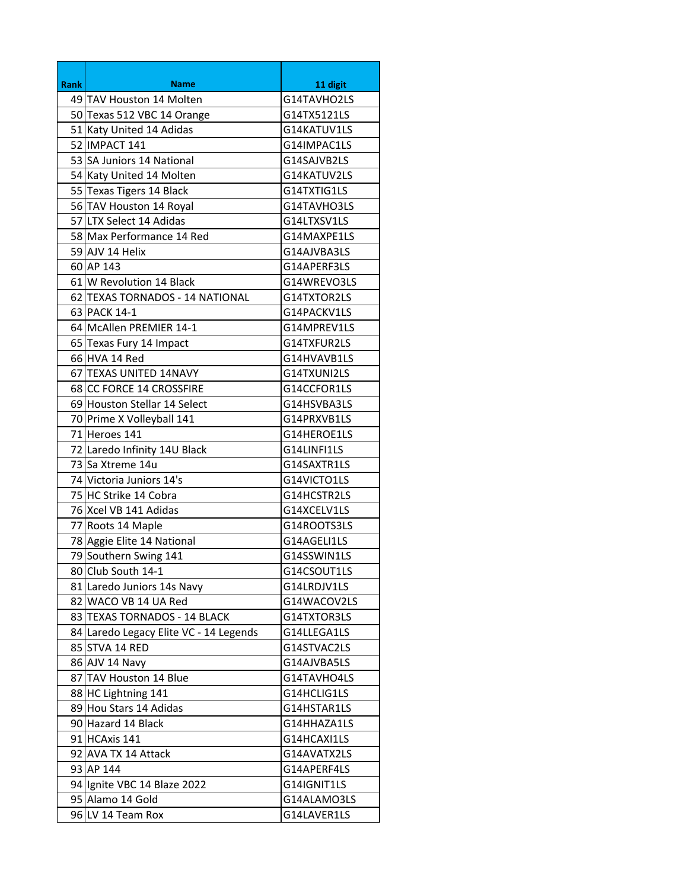| Rank | Name | 11 digit |
| --- | --- | --- |
| 49 | TAV Houston 14 Molten | G14TAVHO2LS |
| 50 | Texas 512 VBC 14 Orange | G14TX5121LS |
| 51 | Katy United 14 Adidas | G14KATUV1LS |
| 52 | IMPACT 141 | G14IMPAC1LS |
| 53 | SA Juniors 14 National | G14SAJVB2LS |
| 54 | Katy United 14 Molten | G14KATUV2LS |
| 55 | Texas Tigers 14 Black | G14TXTIG1LS |
| 56 | TAV Houston 14 Royal | G14TAVHO3LS |
| 57 | LTX Select 14 Adidas | G14LTXSV1LS |
| 58 | Max Performance 14 Red | G14MAXPE1LS |
| 59 | AJV 14 Helix | G14AJVBA3LS |
| 60 | AP 143 | G14APERF3LS |
| 61 | W Revolution 14 Black | G14WREVO3LS |
| 62 | TEXAS TORNADOS - 14 NATIONAL | G14TXTOR2LS |
| 63 | PACK 14-1 | G14PACKV1LS |
| 64 | McAllen PREMIER 14-1 | G14MPREV1LS |
| 65 | Texas Fury 14 Impact | G14TXFUR2LS |
| 66 | HVA 14 Red | G14HVAVB1LS |
| 67 | TEXAS UNITED 14NAVY | G14TXUNI2LS |
| 68 | CC FORCE 14 CROSSFIRE | G14CCFOR1LS |
| 69 | Houston Stellar 14 Select | G14HSVBA3LS |
| 70 | Prime X Volleyball 141 | G14PRXVB1LS |
| 71 | Heroes 141 | G14HEROE1LS |
| 72 | Laredo Infinity 14U Black | G14LINFI1LS |
| 73 | Sa Xtreme 14u | G14SAXTR1LS |
| 74 | Victoria Juniors 14's | G14VICTO1LS |
| 75 | HC Strike 14 Cobra | G14HCSTR2LS |
| 76 | Xcel VB 141 Adidas | G14XCELV1LS |
| 77 | Roots 14 Maple | G14ROOTS3LS |
| 78 | Aggie Elite 14 National | G14AGELI1LS |
| 79 | Southern Swing 141 | G14SSWIN1LS |
| 80 | Club South 14-1 | G14CSOUT1LS |
| 81 | Laredo Juniors 14s Navy | G14LRDJV1LS |
| 82 | WACO VB 14 UA Red | G14WACOV2LS |
| 83 | TEXAS TORNADOS - 14 BLACK | G14TXTOR3LS |
| 84 | Laredo Legacy Elite VC - 14 Legends | G14LLEGA1LS |
| 85 | STVA 14 RED | G14STVAC2LS |
| 86 | AJV 14 Navy | G14AJVBA5LS |
| 87 | TAV Houston 14 Blue | G14TAVHO4LS |
| 88 | HC Lightning 141 | G14HCLIG1LS |
| 89 | Hou Stars 14 Adidas | G14HSTAR1LS |
| 90 | Hazard 14 Black | G14HHAZA1LS |
| 91 | HCAxis 141 | G14HCAXI1LS |
| 92 | AVA TX 14 Attack | G14AVATX2LS |
| 93 | AP 144 | G14APERF4LS |
| 94 | Ignite VBC 14 Blaze 2022 | G14IGNIT1LS |
| 95 | Alamo 14 Gold | G14ALAMO3LS |
| 96 | LV 14 Team Rox | G14LAVER1LS |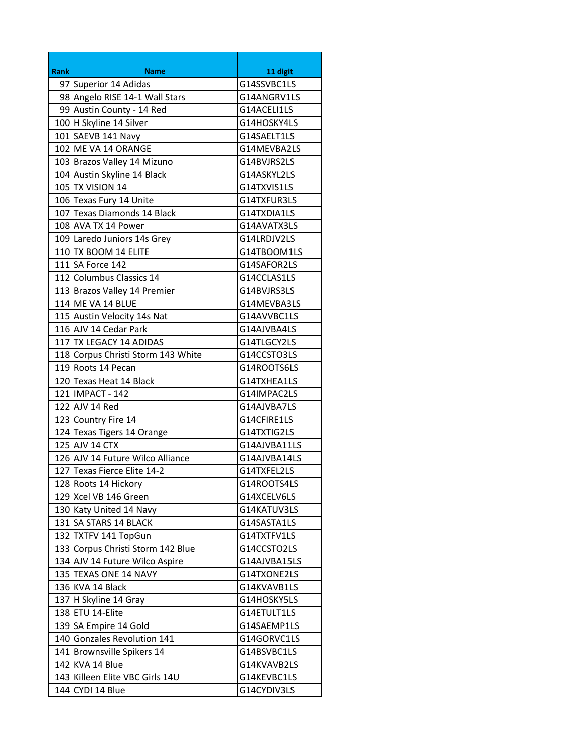| Rank | Name | 11 digit |
|---|---|---|
| 97 | Superior 14 Adidas | G14SSVBC1LS |
| 98 | Angelo RISE 14-1 Wall Stars | G14ANGRV1LS |
| 99 | Austin County - 14 Red | G14ACELI1LS |
| 100 | H Skyline 14 Silver | G14HOSKY4LS |
| 101 | SAEVB 141 Navy | G14SAELT1LS |
| 102 | ME VA 14 ORANGE | G14MEVBA2LS |
| 103 | Brazos Valley 14 Mizuno | G14BVJRS2LS |
| 104 | Austin Skyline 14 Black | G14ASKYL2LS |
| 105 | TX VISION 14 | G14TXVIS1LS |
| 106 | Texas Fury 14 Unite | G14TXFUR3LS |
| 107 | Texas Diamonds 14 Black | G14TXDIA1LS |
| 108 | AVA TX 14 Power | G14AVATX3LS |
| 109 | Laredo Juniors 14s Grey | G14LRDJV2LS |
| 110 | TX BOOM 14 ELITE | G14TBOOM1LS |
| 111 | SA Force 142 | G14SAFOR2LS |
| 112 | Columbus Classics 14 | G14CCLAS1LS |
| 113 | Brazos Valley 14 Premier | G14BVJRS3LS |
| 114 | ME VA 14 BLUE | G14MEVBA3LS |
| 115 | Austin Velocity 14s Nat | G14AVVBC1LS |
| 116 | AJV 14 Cedar Park | G14AJVBA4LS |
| 117 | TX LEGACY 14 ADIDAS | G14TLGCY2LS |
| 118 | Corpus Christi Storm 143 White | G14CCSTO3LS |
| 119 | Roots 14 Pecan | G14ROOTS6LS |
| 120 | Texas Heat 14 Black | G14TXHEA1LS |
| 121 | IMPACT - 142 | G14IMPAC2LS |
| 122 | AJV 14 Red | G14AJVBA7LS |
| 123 | Country Fire 14 | G14CFIRE1LS |
| 124 | Texas Tigers 14 Orange | G14TXTIG2LS |
| 125 | AJV 14 CTX | G14AJVBA11LS |
| 126 | AJV 14 Future Wilco Alliance | G14AJVBA14LS |
| 127 | Texas Fierce Elite 14-2 | G14TXFEL2LS |
| 128 | Roots 14 Hickory | G14ROOTS4LS |
| 129 | Xcel VB 146 Green | G14XCELV6LS |
| 130 | Katy United 14 Navy | G14KATUV3LS |
| 131 | SA STARS 14 BLACK | G14SASTA1LS |
| 132 | TXTFV 141 TopGun | G14TXTFV1LS |
| 133 | Corpus Christi Storm 142 Blue | G14CCSTO2LS |
| 134 | AJV 14 Future Wilco Aspire | G14AJVBA15LS |
| 135 | TEXAS ONE 14 NAVY | G14TXONE2LS |
| 136 | KVA 14 Black | G14KVAVB1LS |
| 137 | H Skyline 14 Gray | G14HOSKY5LS |
| 138 | ETU 14-Elite | G14ETULT1LS |
| 139 | SA Empire 14 Gold | G14SAEMP1LS |
| 140 | Gonzales Revolution 141 | G14GORVC1LS |
| 141 | Brownsville Spikers 14 | G14BSVBC1LS |
| 142 | KVA 14 Blue | G14KVAVB2LS |
| 143 | Killeen Elite VBC Girls 14U | G14KEVBC1LS |
| 144 | CYDI 14 Blue | G14CYDIV3LS |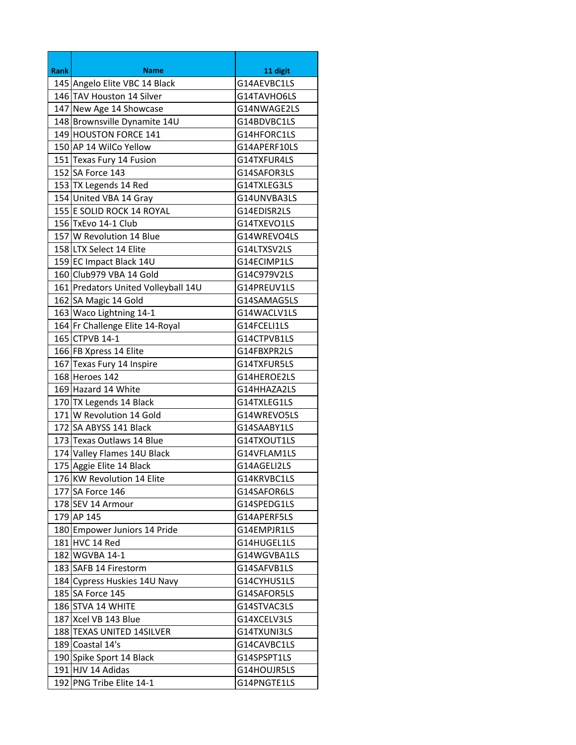| Rank | Name | 11 digit |
|---|---|---|
| 145 | Angelo Elite VBC 14 Black | G14AEVBC1LS |
| 146 | TAV Houston 14 Silver | G14TAVHO6LS |
| 147 | New Age 14 Showcase | G14NWAGE2LS |
| 148 | Brownsville Dynamite 14U | G14BDVBC1LS |
| 149 | HOUSTON FORCE 141 | G14HFORC1LS |
| 150 | AP 14 WilCo Yellow | G14APERF10LS |
| 151 | Texas Fury 14 Fusion | G14TXFUR4LS |
| 152 | SA Force 143 | G14SAFOR3LS |
| 153 | TX Legends 14 Red | G14TXLEG3LS |
| 154 | United VBA 14 Gray | G14UNVBA3LS |
| 155 | E SOLID ROCK 14 ROYAL | G14EDISR2LS |
| 156 | TxEvo 14-1 Club | G14TXEVO1LS |
| 157 | W Revolution 14 Blue | G14WREVO4LS |
| 158 | LTX Select 14 Elite | G14LTXSV2LS |
| 159 | EC Impact Black 14U | G14ECIMP1LS |
| 160 | Club979 VBA 14 Gold | G14C979V2LS |
| 161 | Predators United Volleyball 14U | G14PREUV1LS |
| 162 | SA Magic 14 Gold | G14SAMAG5LS |
| 163 | Waco Lightning 14-1 | G14WACLV1LS |
| 164 | Fr Challenge Elite 14-Royal | G14FCELI1LS |
| 165 | CTPVB 14-1 | G14CTPVB1LS |
| 166 | FB Xpress 14 Elite | G14FBXPR2LS |
| 167 | Texas Fury 14 Inspire | G14TXFUR5LS |
| 168 | Heroes 142 | G14HEROE2LS |
| 169 | Hazard 14 White | G14HHAZA2LS |
| 170 | TX Legends 14 Black | G14TXLEG1LS |
| 171 | W Revolution 14 Gold | G14WREVO5LS |
| 172 | SA ABYSS 141 Black | G14SAABY1LS |
| 173 | Texas Outlaws 14 Blue | G14TXOUT1LS |
| 174 | Valley Flames 14U Black | G14VFLAM1LS |
| 175 | Aggie Elite 14 Black | G14AGELI2LS |
| 176 | KW Revolution 14 Elite | G14KRVBC1LS |
| 177 | SA Force 146 | G14SAFOR6LS |
| 178 | SEV 14 Armour | G14SPEDG1LS |
| 179 | AP 145 | G14APERF5LS |
| 180 | Empower Juniors 14 Pride | G14EMPJR1LS |
| 181 | HVC 14 Red | G14HUGEL1LS |
| 182 | WGVBA 14-1 | G14WGVBA1LS |
| 183 | SAFB 14 Firestorm | G14SAFVB1LS |
| 184 | Cypress Huskies 14U Navy | G14CYHUS1LS |
| 185 | SA Force 145 | G14SAFOR5LS |
| 186 | STVA 14 WHITE | G14STVAC3LS |
| 187 | Xcel VB 143 Blue | G14XCELV3LS |
| 188 | TEXAS UNITED 14SILVER | G14TXUNI3LS |
| 189 | Coastal 14's | G14CAVBC1LS |
| 190 | Spike Sport 14 Black | G14SPSPT1LS |
| 191 | HJV 14 Adidas | G14HOUJR5LS |
| 192 | PNG Tribe Elite 14-1 | G14PNGTE1LS |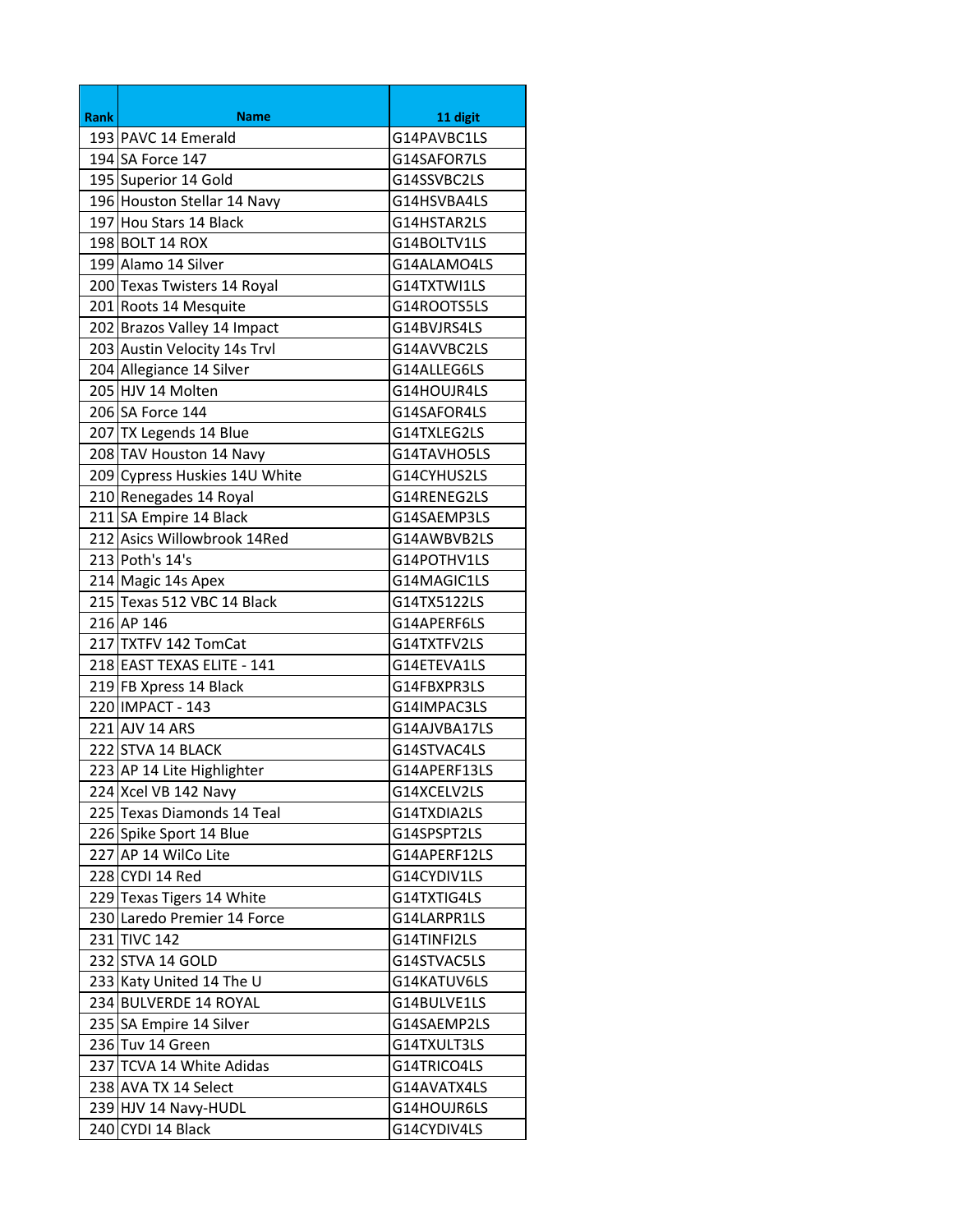| Rank | Name | 11 digit |
|---|---|---|
| 193 | PAVC 14 Emerald | G14PAVBC1LS |
| 194 | SA Force 147 | G14SAFOR7LS |
| 195 | Superior 14 Gold | G14SSVBC2LS |
| 196 | Houston Stellar 14 Navy | G14HSVBA4LS |
| 197 | Hou Stars 14 Black | G14HSTAR2LS |
| 198 | BOLT 14 ROX | G14BOLTV1LS |
| 199 | Alamo 14 Silver | G14ALAMO4LS |
| 200 | Texas Twisters 14 Royal | G14TXTWI1LS |
| 201 | Roots 14 Mesquite | G14ROOTS5LS |
| 202 | Brazos Valley 14 Impact | G14BVJRS4LS |
| 203 | Austin Velocity 14s Trvl | G14AVVBC2LS |
| 204 | Allegiance 14 Silver | G14ALLEG6LS |
| 205 | HJV 14 Molten | G14HOUJR4LS |
| 206 | SA Force 144 | G14SAFOR4LS |
| 207 | TX Legends 14 Blue | G14TXLEG2LS |
| 208 | TAV Houston 14 Navy | G14TAVHO5LS |
| 209 | Cypress Huskies 14U White | G14CYHUS2LS |
| 210 | Renegades 14 Royal | G14RENEG2LS |
| 211 | SA Empire 14 Black | G14SAEMP3LS |
| 212 | Asics Willowbrook 14Red | G14AWBVB2LS |
| 213 | Poth's 14's | G14POTHV1LS |
| 214 | Magic 14s Apex | G14MAGIC1LS |
| 215 | Texas 512 VBC 14 Black | G14TX5122LS |
| 216 | AP 146 | G14APERF6LS |
| 217 | TXTFV 142 TomCat | G14TXTFV2LS |
| 218 | EAST TEXAS ELITE - 141 | G14ETEVA1LS |
| 219 | FB Xpress 14 Black | G14FBXPR3LS |
| 220 | IMPACT - 143 | G14IMPAC3LS |
| 221 | AJV 14 ARS | G14AJVBA17LS |
| 222 | STVA 14 BLACK | G14STVAC4LS |
| 223 | AP 14 Lite Highlighter | G14APERF13LS |
| 224 | Xcel VB 142 Navy | G14XCELV2LS |
| 225 | Texas Diamonds 14 Teal | G14TXDIA2LS |
| 226 | Spike Sport 14 Blue | G14SPSPT2LS |
| 227 | AP 14 WilCo Lite | G14APERF12LS |
| 228 | CYDI 14 Red | G14CYDIV1LS |
| 229 | Texas Tigers 14 White | G14TXTIG4LS |
| 230 | Laredo Premier 14 Force | G14LARPR1LS |
| 231 | TIVC 142 | G14TINFI2LS |
| 232 | STVA 14 GOLD | G14STVAC5LS |
| 233 | Katy United 14 The U | G14KATUV6LS |
| 234 | BULVERDE 14 ROYAL | G14BULVE1LS |
| 235 | SA Empire 14 Silver | G14SAEMP2LS |
| 236 | Tuv 14 Green | G14TXULT3LS |
| 237 | TCVA 14 White Adidas | G14TRICO4LS |
| 238 | AVA TX 14 Select | G14AVATX4LS |
| 239 | HJV 14 Navy-HUDL | G14HOUJR6LS |
| 240 | CYDI 14 Black | G14CYDIV4LS |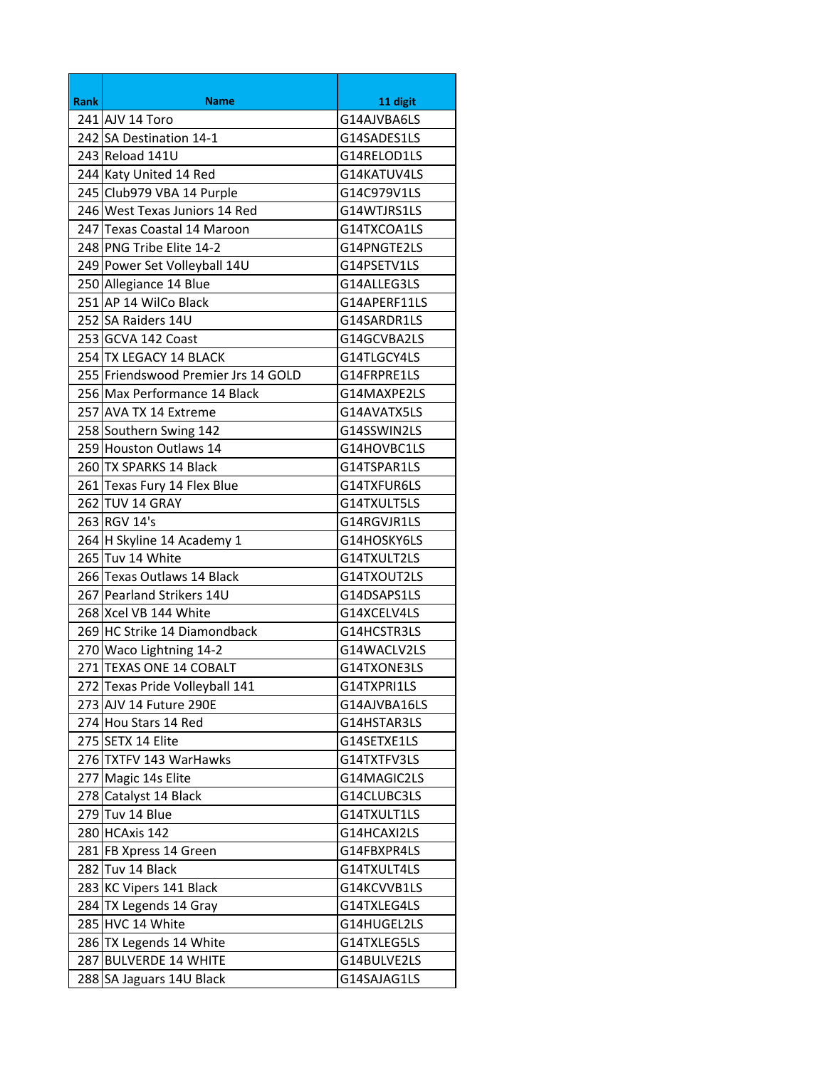| Rank | Name | 11 digit |
|---|---|---|
| 241 | AJV 14 Toro | G14AJVBA6LS |
| 242 | SA Destination 14-1 | G14SADES1LS |
| 243 | Reload 141U | G14RELOD1LS |
| 244 | Katy United 14 Red | G14KATUV4LS |
| 245 | Club979 VBA 14 Purple | G14C979V1LS |
| 246 | West Texas Juniors 14 Red | G14WTJRS1LS |
| 247 | Texas Coastal 14 Maroon | G14TXCOA1LS |
| 248 | PNG Tribe Elite 14-2 | G14PNGTE2LS |
| 249 | Power Set Volleyball 14U | G14PSETV1LS |
| 250 | Allegiance 14 Blue | G14ALLEG3LS |
| 251 | AP 14 WilCo Black | G14APERF11LS |
| 252 | SA Raiders 14U | G14SARDR1LS |
| 253 | GCVA 142 Coast | G14GCVBA2LS |
| 254 | TX LEGACY 14 BLACK | G14TLGCY4LS |
| 255 | Friendswood Premier Jrs 14 GOLD | G14FRPRE1LS |
| 256 | Max Performance 14 Black | G14MAXPE2LS |
| 257 | AVA TX 14 Extreme | G14AVATX5LS |
| 258 | Southern Swing 142 | G14SSWIN2LS |
| 259 | Houston Outlaws 14 | G14HOVBC1LS |
| 260 | TX SPARKS 14 Black | G14TSPAR1LS |
| 261 | Texas Fury 14 Flex Blue | G14TXFUR6LS |
| 262 | TUV 14 GRAY | G14TXULT5LS |
| 263 | RGV 14's | G14RGVJR1LS |
| 264 | H Skyline 14 Academy 1 | G14HOSKY6LS |
| 265 | Tuv 14 White | G14TXULT2LS |
| 266 | Texas Outlaws 14 Black | G14TXOUT2LS |
| 267 | Pearland Strikers 14U | G14DSAPS1LS |
| 268 | Xcel VB 144 White | G14XCELV4LS |
| 269 | HC Strike 14 Diamondback | G14HCSTR3LS |
| 270 | Waco Lightning 14-2 | G14WACLV2LS |
| 271 | TEXAS ONE 14 COBALT | G14TXONE3LS |
| 272 | Texas Pride Volleyball 141 | G14TXPRI1LS |
| 273 | AJV 14 Future 290E | G14AJVBA16LS |
| 274 | Hou Stars 14 Red | G14HSTAR3LS |
| 275 | SETX 14 Elite | G14SETXE1LS |
| 276 | TXTFV 143 WarHawks | G14TXTFV3LS |
| 277 | Magic 14s Elite | G14MAGIC2LS |
| 278 | Catalyst 14 Black | G14CLUBC3LS |
| 279 | Tuv 14 Blue | G14TXULT1LS |
| 280 | HCAxis 142 | G14HCAXI2LS |
| 281 | FB Xpress 14 Green | G14FBXPR4LS |
| 282 | Tuv 14 Black | G14TXULT4LS |
| 283 | KC Vipers 141 Black | G14KCVVB1LS |
| 284 | TX Legends 14 Gray | G14TXLEG4LS |
| 285 | HVC 14 White | G14HUGEL2LS |
| 286 | TX Legends 14 White | G14TXLEG5LS |
| 287 | BULVERDE 14 WHITE | G14BULVE2LS |
| 288 | SA Jaguars 14U Black | G14SAJAG1LS |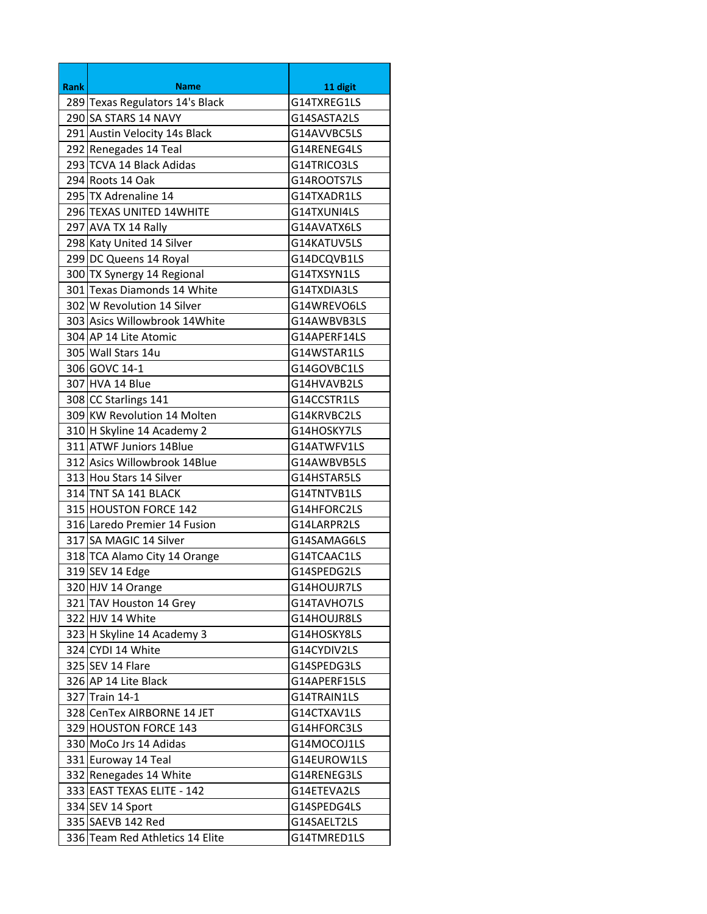| Rank | Name | 11 digit |
| --- | --- | --- |
| 289 | Texas Regulators 14's Black | G14TXREG1LS |
| 290 | SA STARS 14 NAVY | G14SASTA2LS |
| 291 | Austin Velocity 14s Black | G14AVVBC5LS |
| 292 | Renegades 14 Teal | G14RENEG4LS |
| 293 | TCVA 14 Black Adidas | G14TRICO3LS |
| 294 | Roots 14 Oak | G14ROOTS7LS |
| 295 | TX Adrenaline 14 | G14TXADR1LS |
| 296 | TEXAS UNITED 14WHITE | G14TXUNI4LS |
| 297 | AVA TX 14 Rally | G14AVATX6LS |
| 298 | Katy United 14 Silver | G14KATUV5LS |
| 299 | DC Queens 14 Royal | G14DCQVB1LS |
| 300 | TX Synergy 14 Regional | G14TXSYN1LS |
| 301 | Texas Diamonds 14 White | G14TXDIA3LS |
| 302 | W Revolution 14 Silver | G14WREVO6LS |
| 303 | Asics Willowbrook 14White | G14AWBVB3LS |
| 304 | AP 14 Lite Atomic | G14APERF14LS |
| 305 | Wall Stars 14u | G14WSTAR1LS |
| 306 | GOVC 14-1 | G14GOVBC1LS |
| 307 | HVA 14 Blue | G14HVAVB2LS |
| 308 | CC Starlings 141 | G14CCSTR1LS |
| 309 | KW Revolution 14 Molten | G14KRVBC2LS |
| 310 | H Skyline 14 Academy 2 | G14HOSKY7LS |
| 311 | ATWF Juniors 14Blue | G14ATWFV1LS |
| 312 | Asics Willowbrook 14Blue | G14AWBVB5LS |
| 313 | Hou Stars 14 Silver | G14HSTAR5LS |
| 314 | TNT SA 141 BLACK | G14TNTVB1LS |
| 315 | HOUSTON FORCE 142 | G14HFORC2LS |
| 316 | Laredo Premier 14 Fusion | G14LARPR2LS |
| 317 | SA MAGIC 14 Silver | G14SAMAG6LS |
| 318 | TCA Alamo City 14 Orange | G14TCAAC1LS |
| 319 | SEV 14 Edge | G14SPEDG2LS |
| 320 | HJV 14 Orange | G14HOUJR7LS |
| 321 | TAV Houston 14 Grey | G14TAVHO7LS |
| 322 | HJV 14 White | G14HOUJR8LS |
| 323 | H Skyline 14 Academy 3 | G14HOSKY8LS |
| 324 | CYDI 14 White | G14CYDIV2LS |
| 325 | SEV 14 Flare | G14SPEDG3LS |
| 326 | AP 14 Lite Black | G14APERF15LS |
| 327 | Train 14-1 | G14TRAIN1LS |
| 328 | CenTex AIRBORNE 14 JET | G14CTXAV1LS |
| 329 | HOUSTON FORCE 143 | G14HFORC3LS |
| 330 | MoCo Jrs 14 Adidas | G14MOCOJ1LS |
| 331 | Euroway 14 Teal | G14EUROW1LS |
| 332 | Renegades 14 White | G14RENEG3LS |
| 333 | EAST TEXAS ELITE - 142 | G14ETEVA2LS |
| 334 | SEV 14 Sport | G14SPEDG4LS |
| 335 | SAEVB 142 Red | G14SAELT2LS |
| 336 | Team Red Athletics 14 Elite | G14TMRED1LS |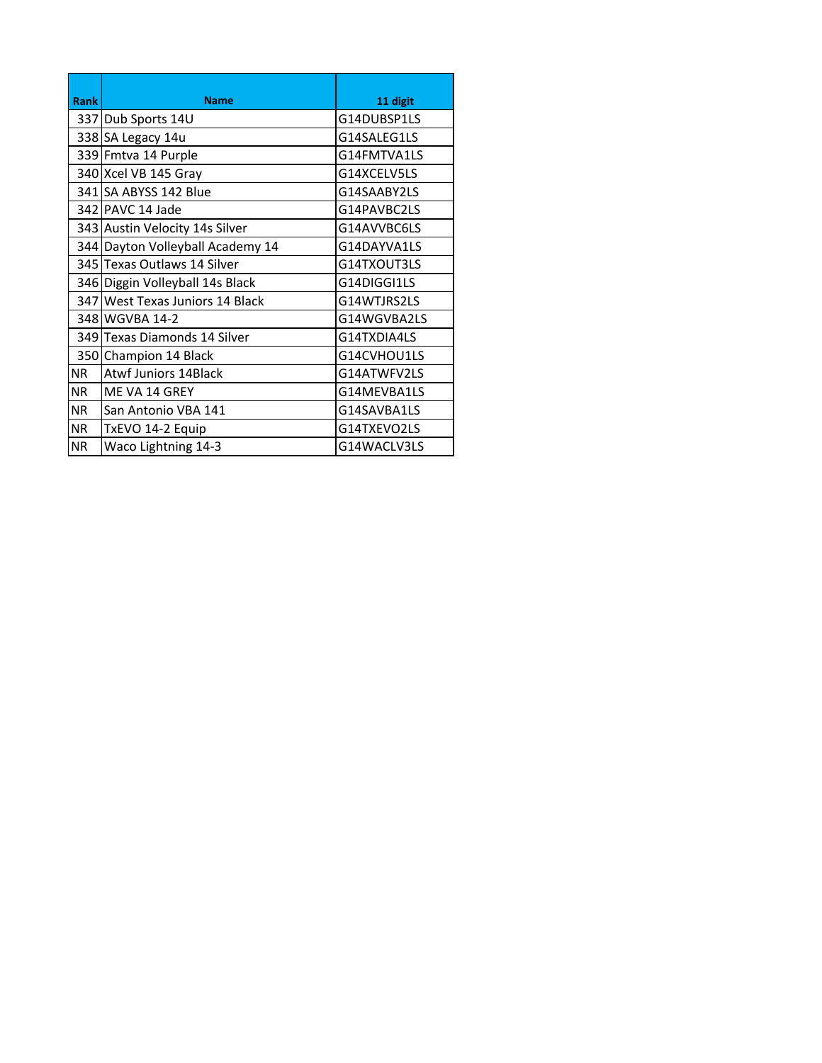| Rank | Name | 11 digit |
| --- | --- | --- |
| 337 | Dub Sports 14U | G14DUBSP1LS |
| 338 | SA Legacy 14u | G14SALEG1LS |
| 339 | Fmtva 14 Purple | G14FMTVA1LS |
| 340 | Xcel VB 145 Gray | G14XCELV5LS |
| 341 | SA ABYSS 142 Blue | G14SAABY2LS |
| 342 | PAVC 14 Jade | G14PAVBC2LS |
| 343 | Austin Velocity 14s Silver | G14AVVBC6LS |
| 344 | Dayton Volleyball Academy 14 | G14DAYVA1LS |
| 345 | Texas Outlaws 14 Silver | G14TXOUT3LS |
| 346 | Diggin Volleyball 14s Black | G14DIGGI1LS |
| 347 | West Texas Juniors 14 Black | G14WTJRS2LS |
| 348 | WGVBA 14-2 | G14WGVBA2LS |
| 349 | Texas Diamonds 14 Silver | G14TXDIA4LS |
| 350 | Champion 14 Black | G14CVHOU1LS |
| NR | Atwf Juniors 14Black | G14ATWFV2LS |
| NR | ME VA 14 GREY | G14MEVBA1LS |
| NR | San Antonio VBA 141 | G14SAVBA1LS |
| NR | TxEVO 14-2 Equip | G14TXEVO2LS |
| NR | Waco Lightning 14-3 | G14WACLV3LS |